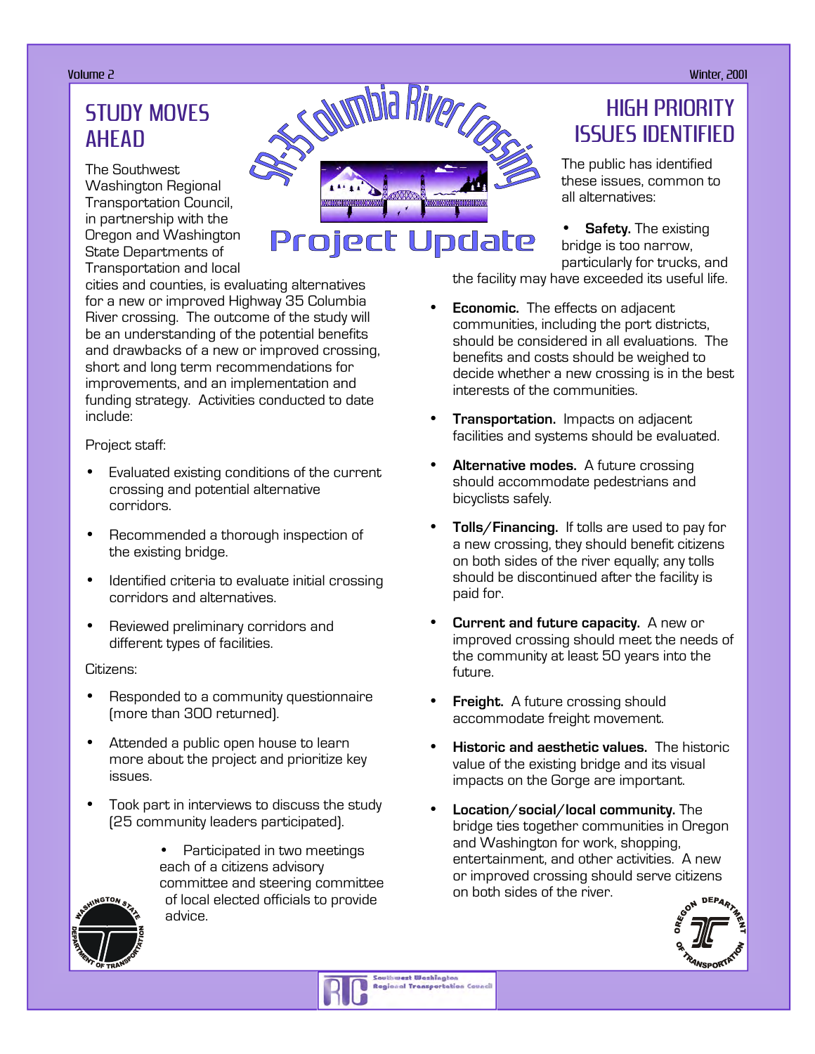Volume 2

Winter, 2001

# SR-35 Columbia River Crossing

# Project Update

## STUDY MOVES AHEAD

The Southwest Washington Regional Transportation Council, in partnership with the Oregon and Washington State Departments of Transportation and local cities and counties, is evaluating alternatives for a new or improved Highway 35 Columbia River crossing. The outcome of the study will be an understanding of the potential benefits and drawbacks of a new or improved crossing, short and long term recommendations for improvements, and an implementation and funding strategy. Activities conducted to date include:

Project staff:

- Evaluated existing conditions of the current crossing and potential alternative corridors.
- Recommended a thorough inspection of the existing bridge.
- Identified criteria to evaluate initial crossing corridors and alternatives.
- Reviewed preliminary corridors and different types of facilities.

Citizens:

- Responded to a community questionnaire (more than 300 returned).
- Attended a public open house to learn more about the project and prioritize key issues.
- Took part in interviews to discuss the study (25 community leaders participated).
- Participated in two meetings each of a citizens advisory committee and steering committee of local elected officials to provide advice.

## HIGH PRIORITY ISSUES IDENTIFIED

The public has identified these issues, common to all alternatives:

- **Safety.** The existing bridge is too narrow, particularly for trucks, and the facility may have exceeded its useful life.
- **Economic.** The effects on adjacent communities, including the port districts, should be considered in all evaluations. The benefits and costs should be weighed to decide whether a new crossing is in the best interests of the communities.
- **Transportation.** Impacts on adjacent facilities and systems should be evaluated.
- **Alternative modes.** A future crossing should accommodate pedestrians and bicyclists safely.
- **Tolls/Financing.** If tolls are used to pay for a new crossing, they should benefit citizens on both sides of the river equally; any tolls should be discontinued after the facility is paid for.
- **Current and future capacity.** A new or improved crossing should meet the needs of the community at least 50 years into the future.
- **Freight.** A future crossing should accommodate freight movement.
- **Historic and aesthetic values.** The historic value of the existing bridge and its visual impacts on the Gorge are important.
- **Location/social/local community.** The bridge ties together communities in Oregon and Washington for work, shopping, entertainment, and other activities. A new or improved crossing should serve citizens on both sides of the river.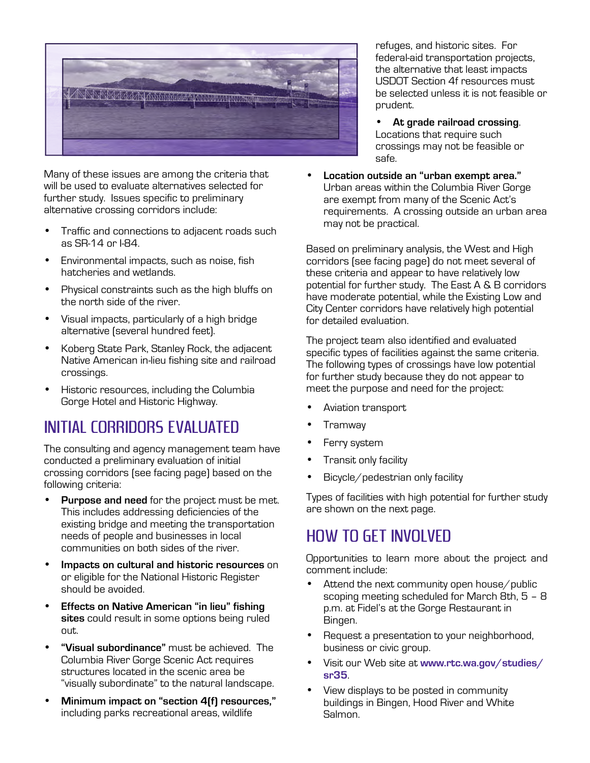Many of these issues are among the criteria that will be used to evaluate alternatives selected for further study. Issues specific to preliminary alternative crossing corridors include:

- Traffic and connections to adjacent roads such as SR-14 or I-84.
- Environmental impacts, such as noise, fish hatcheries and wetlands.
- Physical constraints such as the high bluffs on the north side of the river.
- Visual impacts, particularly of a high bridge alternative (several hundred feet).
- Koberg State Park, Stanley Rock, the adjacent Native American in-lieu fishing site and railroad crossings.
- Historic resources, including the Columbia Gorge Hotel and Historic Highway.

## INITIAL CORRIDORS EVALUATED

The consulting and agency management team have conducted a preliminary evaluation of initial crossing corridors (see facing page) based on the following criteria:

- **Purpose and need** for the project must be met. This includes addressing deficiencies of the existing bridge and meeting the transportation needs of people and businesses in local communities on both sides of the river.
- **Impacts on cultural and historic resources** on or eligible for the National Historic Register should be avoided.
- **Effects on Native American "in lieu" fishing sites** could result in some options being ruled out.
- **"Visual subordinance"** must be achieved. The Columbia River Gorge Scenic Act requires structures located in the scenic area be "visually subordinate" to the natural landscape.
- **Minimum impact on "section 4(f) resources,"** including parks recreational areas, wildlife refuges, and historic sites. For federal-aid transportation projects, the alternative that least impacts USDOT Section 4f resources must be selected unless it is not feasible or prudent.
- **At grade railroad crossing**. Locations that require such crossings may not be feasible or safe.
- **Location outside an "urban exempt area."** Urban areas within the Columbia River Gorge are exempt from many of the Scenic Act's requirements. A crossing outside an urban area may not be practical.

Based on preliminary analysis, the West and High corridors (see facing page) do not meet several of these criteria and appear to have relatively low potential for further study. The East A & B corridors have moderate potential, while the Existing Low and City Center corridors have relatively high potential for detailed evaluation.

The project team also identified and evaluated specific types of facilities against the same criteria. The following types of crossings have low potential for further study because they do not appear to meet the purpose and need for the project:

- Aviation transport
- Tramway
- Ferry system
- Transit only facility
- Bicycle/pedestrian only facility

Types of facilities with high potential for further study are shown on the next page.

## HOW TO GET INVOLVED

Opportunities to learn more about the project and comment include:

- Attend the next community open house/public scoping meeting scheduled for March 8th, 5 – 8 p.m. at Fidel's at the Gorge Restaurant in Bingen.
- Request a presentation to your neighborhood, business or civic group.
- Visit our Web site at **www.rtc.wa.gov/studies/sr35**.
- View displays to be posted in community buildings in Bingen, Hood River and White Salmon.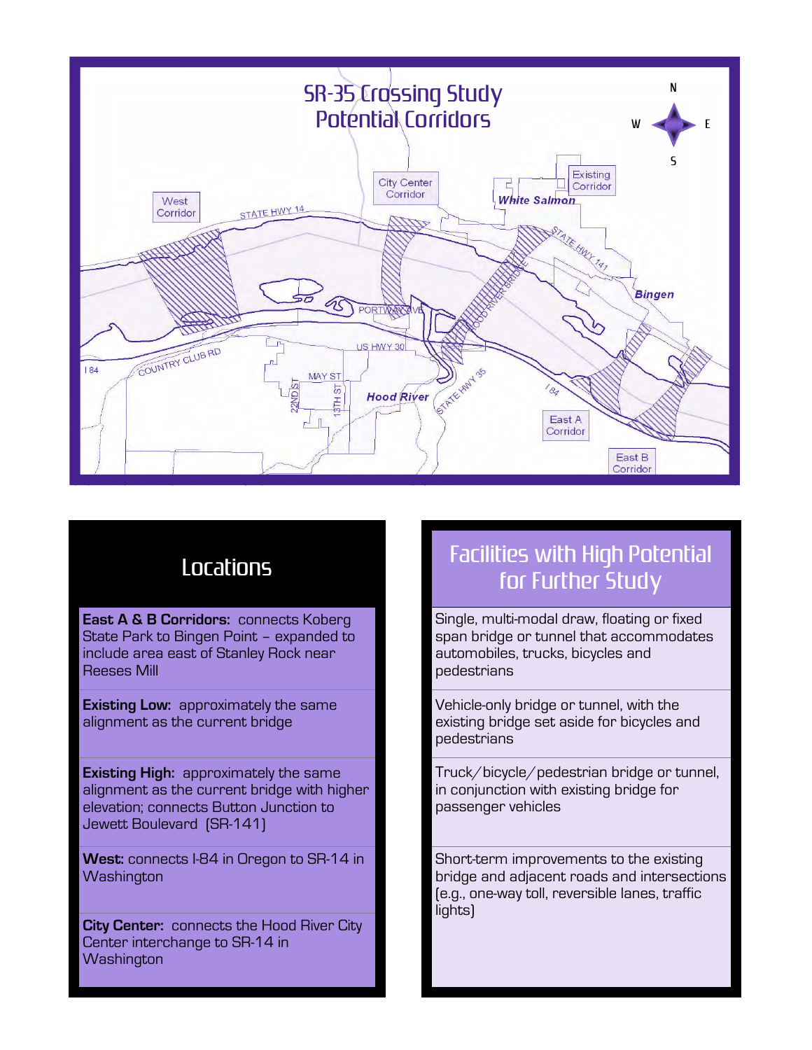# SR-35 Crossing Study Potential Corridors

N
W E
S

West Corridor

City Center Corridor

Existing Corridor

White Salmon

STATE HWY 14

STATE HWY 141

Bingen

PORTWAY AVE

HOOD RIVER BRIDGE

US HWY 30

COUNTRY CLUB RD

I 84

MAY ST

22ND ST

13TH ST

Hood River

STATE HWY 35

I 84

East A Corridor

East B Corridor

## Locations

**East A & B Corridors:** connects Koberg State Park to Bingen Point – expanded to include area east of Stanley Rock near Reeses Mill

**Existing Low:** approximately the same alignment as the current bridge

**Existing High:** approximately the same alignment as the current bridge with higher elevation; connects Button Junction to Jewett Boulevard (SR-141)

**West:** connects I-84 in Oregon to SR-14 in Washington

**City Center:** connects the Hood River City Center interchange to SR-14 in Washington

## Facilities with High Potential for Further Study

Single, multi-modal draw, floating or fixed span bridge or tunnel that accommodates automobiles, trucks, bicycles and pedestrians

Vehicle-only bridge or tunnel, with the existing bridge set aside for bicycles and pedestrians

Truck/bicycle/pedestrian bridge or tunnel, in conjunction with existing bridge for passenger vehicles

Short-term improvements to the existing bridge and adjacent roads and intersections (e.g., one-way toll, reversible lanes, traffic lights)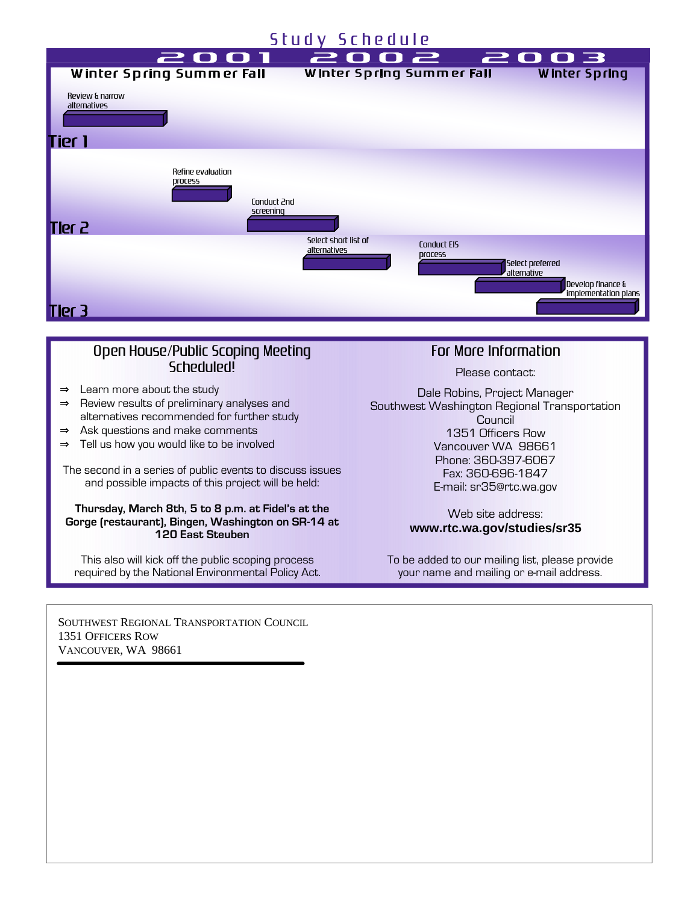## Study Schedule

2001 — Winter Spring Summer Fall
2002 — Winter Spring Summer Fall
2003 — Winter Spring

Tier 1
Review & narrow alternatives

Tier 2
Refine evaluation process
Conduct 2nd screening

Tier 3
Select short list of alternatives
Conduct EIS process
Select preferred alternative
Develop finance & implementation plans

## Open House/Public Scoping Meeting Scheduled!

⇒ Learn more about the study
⇒ Review results of preliminary analyses and alternatives recommended for further study
⇒ Ask questions and make comments
⇒ Tell us how you would like to be involved

The second in a series of public events to discuss issues and possible impacts of this project will be held:

**Thursday, March 8th, 5 to 8 p.m. at Fidel's at the Gorge (restaurant), Bingen, Washington on SR-14 at 120 East Steuben**

This also will kick off the public scoping process required by the National Environmental Policy Act.

## For More Information

Please contact:

Dale Robins, Project Manager
Southwest Washington Regional Transportation Council
1351 Officers Row
Vancouver WA 98661
Phone: 360-397-6067
Fax: 360-696-1847
E-mail: sr35@rtc.wa.gov

Web site address:
**www.rtc.wa.gov/studies/sr35**

To be added to our mailing list, please provide your name and mailing or e-mail address.

---

Southwest Regional Transportation Council
1351 Officers Row
Vancouver, WA 98661